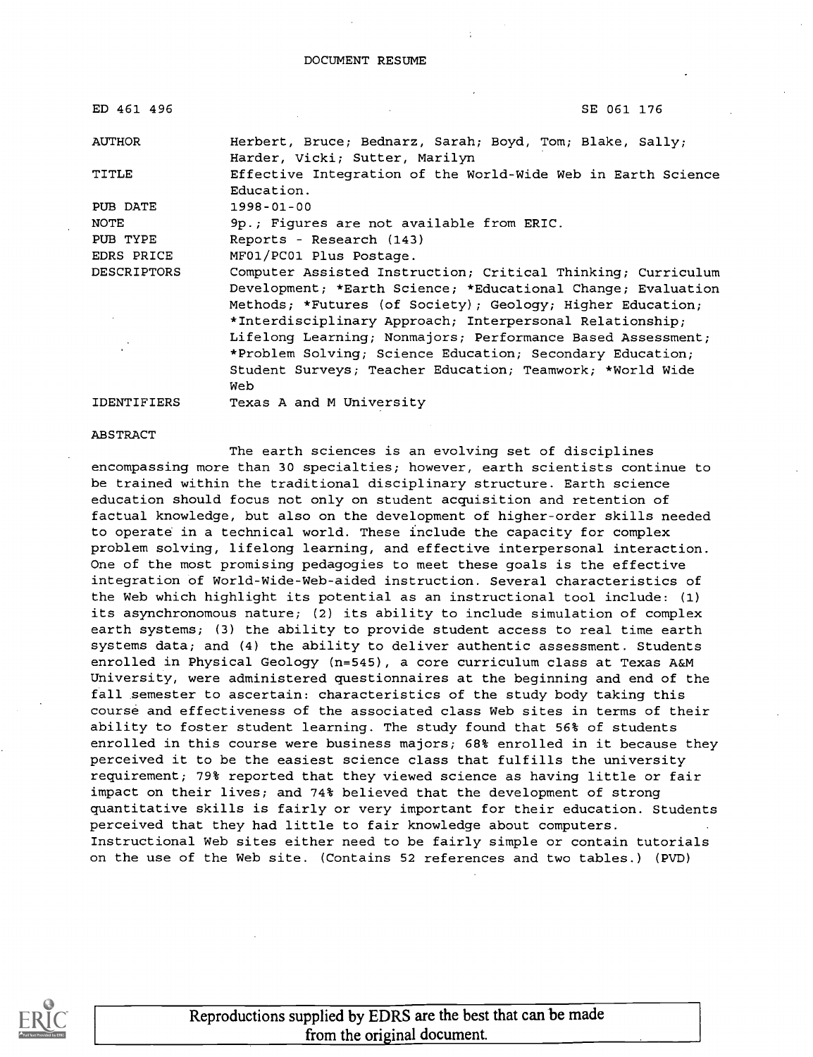# DOCUMENT RESUME

| | |
|---|---|
| ED 461 496 | SE 061 176 |
| AUTHOR | Herbert, Bruce; Bednarz, Sarah; Boyd, Tom; Blake, Sally; Harder, Vicki; Sutter, Marilyn |
| TITLE | Effective Integration of the World-Wide Web in Earth Science Education. |
| PUB DATE | 1998-01-00 |
| NOTE | 9p.; Figures are not available from ERIC. |
| PUB TYPE | Reports - Research (143) |
| EDRS PRICE | MF01/PC01 Plus Postage. |
| DESCRIPTORS | Computer Assisted Instruction; Critical Thinking; Curriculum Development; *Earth Science; *Educational Change; Evaluation Methods; *Futures (of Society); Geology; Higher Education; *Interdisciplinary Approach; Interpersonal Relationship; Lifelong Learning; Nonmajors; Performance Based Assessment; *Problem Solving; Science Education; Secondary Education; Student Surveys; Teacher Education; Teamwork; *World Wide Web |
| IDENTIFIERS | Texas A and M University |

## ABSTRACT

The earth sciences is an evolving set of disciplines encompassing more than 30 specialties; however, earth scientists continue to be trained within the traditional disciplinary structure. Earth science education should focus not only on student acquisition and retention of factual knowledge, but also on the development of higher-order skills needed to operate in a technical world. These include the capacity for complex problem solving, lifelong learning, and effective interpersonal interaction. One of the most promising pedagogies to meet these goals is the effective integration of World-Wide-Web-aided instruction. Several characteristics of the Web which highlight its potential as an instructional tool include: (1) its asynchronous nature; (2) its ability to include simulation of complex earth systems; (3) the ability to provide student access to real time earth systems data; and (4) the ability to deliver authentic assessment. Students enrolled in Physical Geology (n=545), a core curriculum class at Texas A&M University, were administered questionnaires at the beginning and end of the fall semester to ascertain: characteristics of the study body taking this course and effectiveness of the associated class Web sites in terms of their ability to foster student learning. The study found that 56% of students enrolled in this course were business majors; 68% enrolled in it because they perceived it to be the easiest science class that fulfills the university requirement; 79% reported that they viewed science as having little or fair impact on their lives; and 74% believed that the development of strong quantitative skills is fairly or very important for their education. Students perceived that they had little to fair knowledge about computers. Instructional Web sites either need to be fairly simple or contain tutorials on the use of the Web site. (Contains 52 references and two tables.) (PVD)

Reproductions supplied by EDRS are the best that can be made from the original document.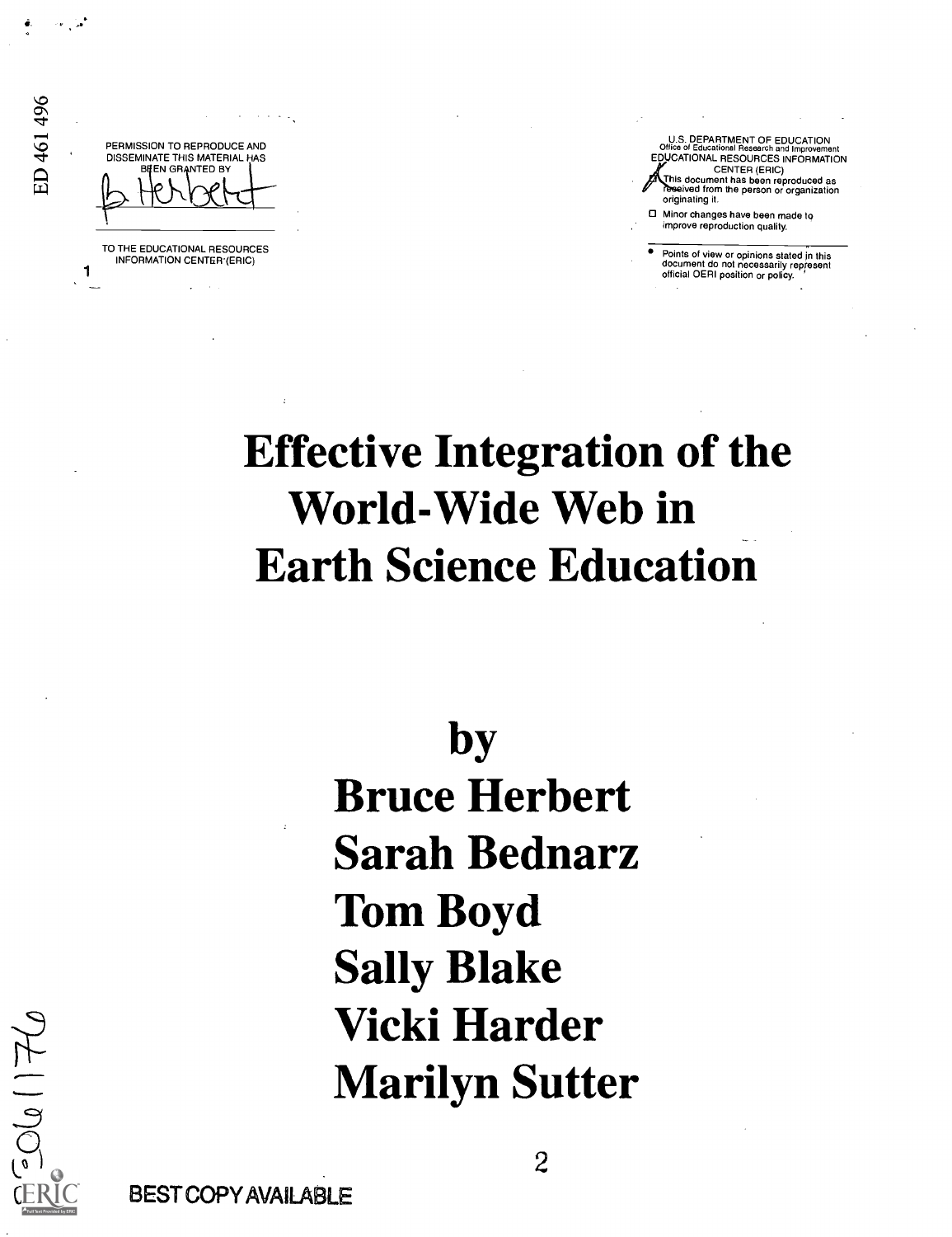ED 461 496

PERMISSION TO REPRODUCE AND DISSEMINATE THIS MATERIAL HAS BEEN GRANTED BY

B. Herbert

TO THE EDUCATIONAL RESOURCES INFORMATION CENTER (ERIC)

U.S. DEPARTMENT OF EDUCATION
Office of Educational Research and Improvement
EDUCATIONAL RESOURCES INFORMATION CENTER (ERIC)

- This document has been reproduced as received from the person or organization originating it.
- Minor changes have been made to improve reproduction quality.

- Points of view or opinions stated in this document do not necessarily represent official OERI position or policy.

# Effective Integration of the World-Wide Web in Earth Science Education

by

**Bruce Herbert**
**Sarah Bednarz**
**Tom Boyd**
**Sally Blake**
**Vicki Harder**
**Marilyn Sutter**

SE061176

BEST COPY AVAILABLE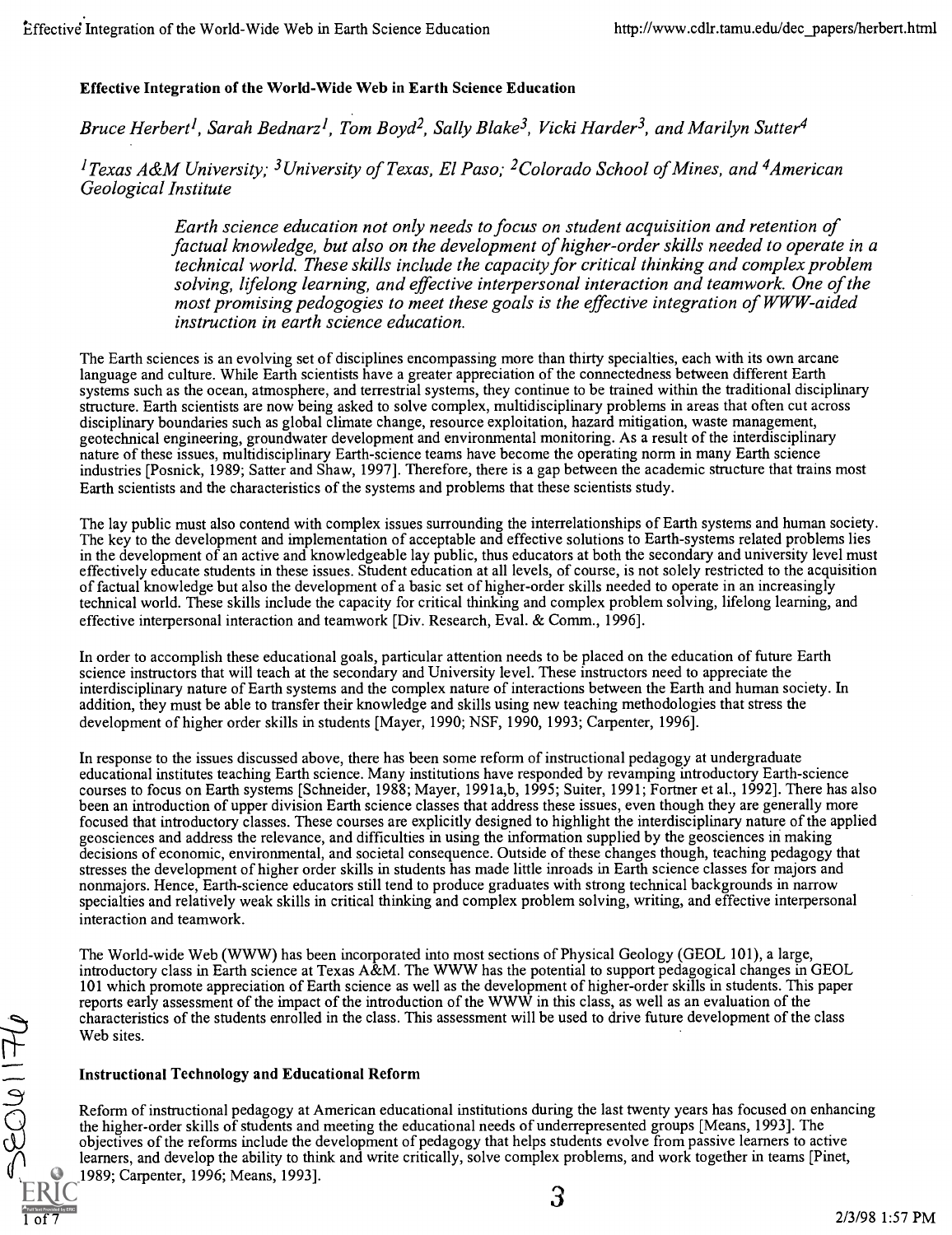**Effective Integration of the World-Wide Web in Earth Science Education**

*Bruce Herbert[1], Sarah Bednarz[1], Tom Boyd[2], Sally Blake[3], Vicki Harder[3], and Marilyn Sutter[4]*

*[1]Texas A&M University; [3]University of Texas, El Paso; [2]Colorado School of Mines, and [4]American Geological Institute*

> *Earth science education not only needs to focus on student acquisition and retention of factual knowledge, but also on the development of higher-order skills needed to operate in a technical world. These skills include the capacity for critical thinking and complex problem solving, lifelong learning, and effective interpersonal interaction and teamwork. One of the most promising pedogogies to meet these goals is the effective integration of WWW-aided instruction in earth science education.*

The Earth sciences is an evolving set of disciplines encompassing more than thirty specialties, each with its own arcane language and culture. While Earth scientists have a greater appreciation of the connectedness between different Earth systems such as the ocean, atmosphere, and terrestrial systems, they continue to be trained within the traditional disciplinary structure. Earth scientists are now being asked to solve complex, multidisciplinary problems in areas that often cut across disciplinary boundaries such as global climate change, resource exploitation, hazard mitigation, waste management, geotechnical engineering, groundwater development and environmental monitoring. As a result of the interdisciplinary nature of these issues, multidisciplinary Earth-science teams have become the operating norm in many Earth science industries [Posnick, 1989; Satter and Shaw, 1997]. Therefore, there is a gap between the academic structure that trains most Earth scientists and the characteristics of the systems and problems that these scientists study.

The lay public must also contend with complex issues surrounding the interrelationships of Earth systems and human society. The key to the development and implementation of acceptable and effective solutions to Earth-systems related problems lies in the development of an active and knowledgeable lay public, thus educators at both the secondary and university level must effectively educate students in these issues. Student education at all levels, of course, is not solely restricted to the acquisition of factual knowledge but also the development of a basic set of higher-order skills needed to operate in an increasingly technical world. These skills include the capacity for critical thinking and complex problem solving, lifelong learning, and effective interpersonal interaction and teamwork [Div. Research, Eval. & Comm., 1996].

In order to accomplish these educational goals, particular attention needs to be placed on the education of future Earth science instructors that will teach at the secondary and University level. These instructors need to appreciate the interdisciplinary nature of Earth systems and the complex nature of interactions between the Earth and human society. In addition, they must be able to transfer their knowledge and skills using new teaching methodologies that stress the development of higher order skills in students [Mayer, 1990; NSF, 1990, 1993; Carpenter, 1996].

In response to the issues discussed above, there has been some reform of instructional pedagogy at undergraduate educational institutes teaching Earth science. Many institutions have responded by revamping introductory Earth-science courses to focus on Earth systems [Schneider, 1988; Mayer, 1991a,b, 1995; Suiter, 1991; Fortner et al., 1992]. There has also been an introduction of upper division Earth science classes that address these issues, even though they are generally more focused that introductory classes. These courses are explicitly designed to highlight the interdisciplinary nature of the applied geosciences and address the relevance, and difficulties in using the information supplied by the geosciences in making decisions of economic, environmental, and societal consequence. Outside of these changes though, teaching pedagogy that stresses the development of higher order skills in students has made little inroads in Earth science classes for majors and nonmajors. Hence, Earth-science educators still tend to produce graduates with strong technical backgrounds in narrow specialties and relatively weak skills in critical thinking and complex problem solving, writing, and effective interpersonal interaction and teamwork.

The World-wide Web (WWW) has been incorporated into most sections of Physical Geology (GEOL 101), a large, introductory class in Earth science at Texas A&M. The WWW has the potential to support pedagogical changes in GEOL 101 which promote appreciation of Earth science as well as the development of higher-order skills in students. This paper reports early assessment of the impact of the introduction of the WWW in this class, as well as an evaluation of the characteristics of the students enrolled in the class. This assessment will be used to drive future development of the class Web sites.

## Instructional Technology and Educational Reform

Reform of instructional pedagogy at American educational institutions during the last twenty years has focused on enhancing the higher-order skills of students and meeting the educational needs of underrepresented groups [Means, 1993]. The objectives of the reforms include the development of pedagogy that helps students evolve from passive learners to active learners, and develop the ability to think and write critically, solve complex problems, and work together in teams [Pinet, 1989; Carpenter, 1996; Means, 1993].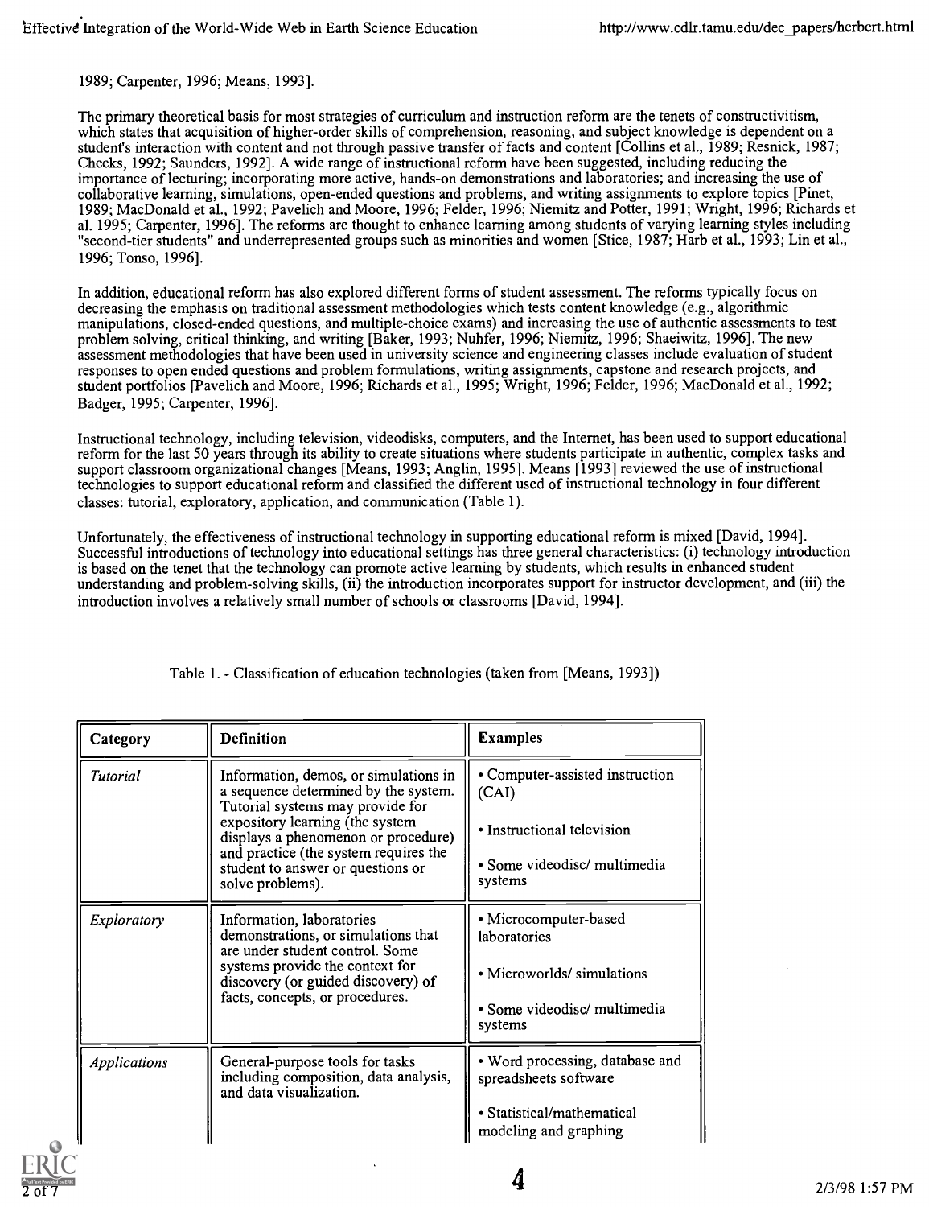1989; Carpenter, 1996; Means, 1993].

The primary theoretical basis for most strategies of curriculum and instruction reform are the tenets of constructivitism, which states that acquisition of higher-order skills of comprehension, reasoning, and subject knowledge is dependent on a student's interaction with content and not through passive transfer of facts and content [Collins et al., 1989; Resnick, 1987; Cheeks, 1992; Saunders, 1992]. A wide range of instructional reform have been suggested, including reducing the importance of lecturing; incorporating more active, hands-on demonstrations and laboratories; and increasing the use of collaborative learning, simulations, open-ended questions and problems, and writing assignments to explore topics [Pinet, 1989; MacDonald et al., 1992; Pavelich and Moore, 1996; Felder, 1996; Niemitz and Potter, 1991; Wright, 1996; Richards et al. 1995; Carpenter, 1996]. The reforms are thought to enhance learning among students of varying learning styles including "second-tier students" and underrepresented groups such as minorities and women [Stice, 1987; Harb et al., 1993; Lin et al., 1996; Tonso, 1996].

In addition, educational reform has also explored different forms of student assessment. The reforms typically focus on decreasing the emphasis on traditional assessment methodologies which tests content knowledge (e.g., algorithmic manipulations, closed-ended questions, and multiple-choice exams) and increasing the use of authentic assessments to test problem solving, critical thinking, and writing [Baker, 1993; Nuhfer, 1996; Niemitz, 1996; Shaeiwitz, 1996]. The new assessment methodologies that have been used in university science and engineering classes include evaluation of student responses to open ended questions and problem formulations, writing assignments, capstone and research projects, and student portfolios [Pavelich and Moore, 1996; Richards et al., 1995; Wright, 1996; Felder, 1996; MacDonald et al., 1992; Badger, 1995; Carpenter, 1996].

Instructional technology, including television, videodisks, computers, and the Internet, has been used to support educational reform for the last 50 years through its ability to create situations where students participate in authentic, complex tasks and support classroom organizational changes [Means, 1993; Anglin, 1995]. Means [1993] reviewed the use of instructional technologies to support educational reform and classified the different used of instructional technology in four different classes: tutorial, exploratory, application, and communication (Table 1).

Unfortunately, the effectiveness of instructional technology in supporting educational reform is mixed [David, 1994]. Successful introductions of technology into educational settings has three general characteristics: (i) technology introduction is based on the tenet that the technology can promote active learning by students, which results in enhanced student understanding and problem-solving skills, (ii) the introduction incorporates support for instructor development, and (iii) the introduction involves a relatively small number of schools or classrooms [David, 1994].

Table 1. - Classification of education technologies (taken from [Means, 1993])

| Category | Definition | Examples |
|---|---|---|
| *Tutorial* | Information, demos, or simulations in a sequence determined by the system. Tutorial systems may provide for expository learning (the system displays a phenomenon or procedure) and practice (the system requires the student to answer or questions or solve problems). | • Computer-assisted instruction (CAI)<br>• Instructional television<br>• Some videodisc/ multimedia systems |
| *Exploratory* | Information, laboratories demonstrations, or simulations that are under student control. Some systems provide the context for discovery (or guided discovery) of facts, concepts, or procedures. | • Microcomputer-based laboratories<br>• Microworlds/ simulations<br>• Some videodisc/ multimedia systems |
| *Applications* | General-purpose tools for tasks including composition, data analysis, and data visualization. | • Word processing, database and spreadsheets software<br>• Statistical/mathematical modeling and graphing |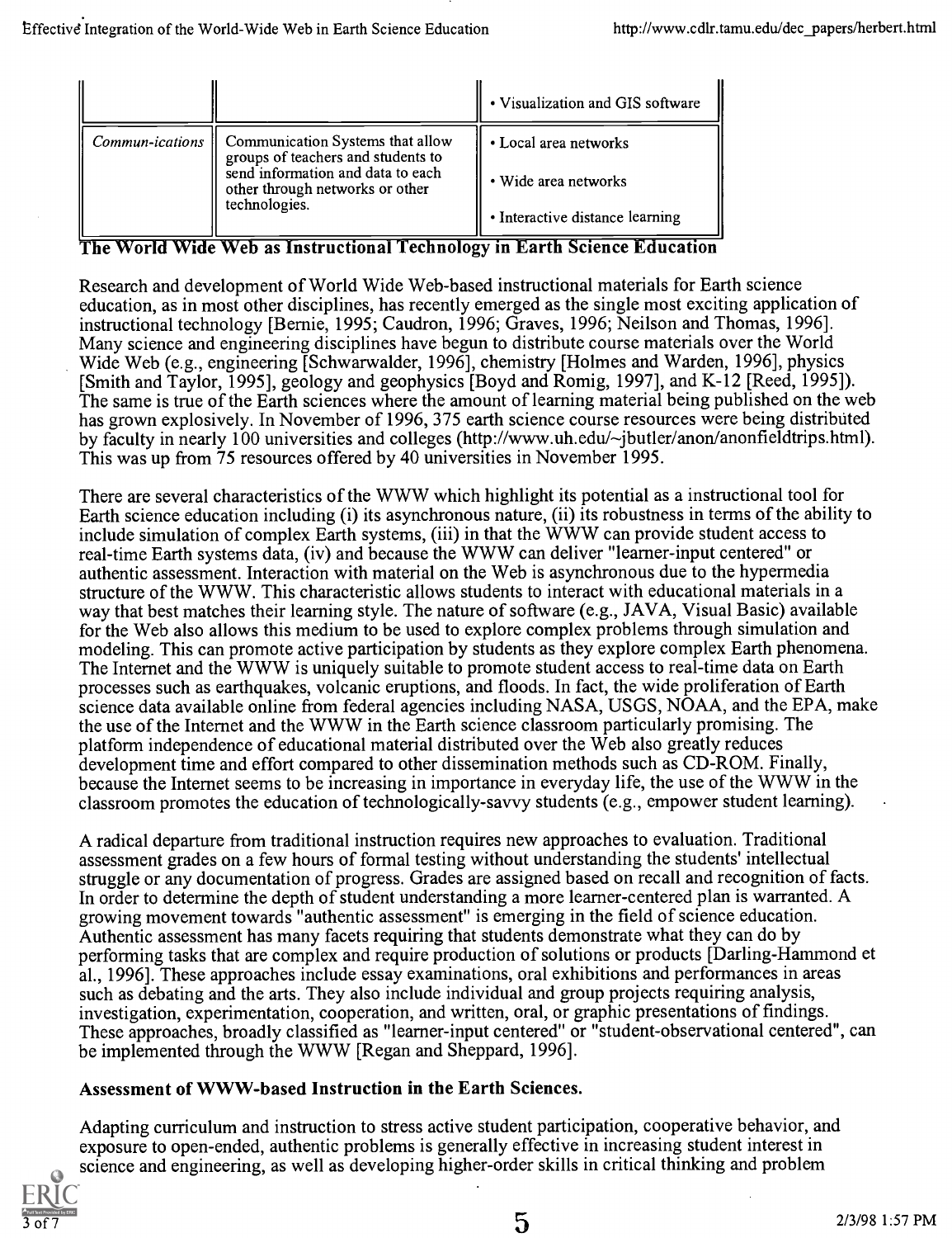| | | • Visualization and GIS software |
|---|---|---|
| *Commun-ications* | Communication Systems that allow groups of teachers and students to send information and data to each other through networks or other technologies. | • Local area networks<br>• Wide area networks<br>• Interactive distance learning |

## The World Wide Web as Instructional Technology in Earth Science Education

Research and development of World Wide Web-based instructional materials for Earth science education, as in most other disciplines, has recently emerged as the single most exciting application of instructional technology [Bernie, 1995; Caudron, 1996; Graves, 1996; Neilson and Thomas, 1996]. Many science and engineering disciplines have begun to distribute course materials over the World Wide Web (e.g., engineering [Schwarwalder, 1996], chemistry [Holmes and Warden, 1996], physics [Smith and Taylor, 1995], geology and geophysics [Boyd and Romig, 1997], and K-12 [Reed, 1995]). The same is true of the Earth sciences where the amount of learning material being published on the web has grown explosively. In November of 1996, 375 earth science course resources were being distributed by faculty in nearly 100 universities and colleges (http://www.uh.edu/~jbutler/anon/anonfieldtrips.html). This was up from 75 resources offered by 40 universities in November 1995.

There are several characteristics of the WWW which highlight its potential as a instructional tool for Earth science education including (i) its asynchronous nature, (ii) its robustness in terms of the ability to include simulation of complex Earth systems, (iii) in that the WWW can provide student access to real-time Earth systems data, (iv) and because the WWW can deliver "learner-input centered" or authentic assessment. Interaction with material on the Web is asynchronous due to the hypermedia structure of the WWW. This characteristic allows students to interact with educational materials in a way that best matches their learning style. The nature of software (e.g., JAVA, Visual Basic) available for the Web also allows this medium to be used to explore complex problems through simulation and modeling. This can promote active participation by students as they explore complex Earth phenomena. The Internet and the WWW is uniquely suitable to promote student access to real-time data on Earth processes such as earthquakes, volcanic eruptions, and floods. In fact, the wide proliferation of Earth science data available online from federal agencies including NASA, USGS, NOAA, and the EPA, make the use of the Internet and the WWW in the Earth science classroom particularly promising. The platform independence of educational material distributed over the Web also greatly reduces development time and effort compared to other dissemination methods such as CD-ROM. Finally, because the Internet seems to be increasing in importance in everyday life, the use of the WWW in the classroom promotes the education of technologically-savvy students (e.g., empower student learning).

A radical departure from traditional instruction requires new approaches to evaluation. Traditional assessment grades on a few hours of formal testing without understanding the students' intellectual struggle or any documentation of progress. Grades are assigned based on recall and recognition of facts. In order to determine the depth of student understanding a more learner-centered plan is warranted. A growing movement towards "authentic assessment" is emerging in the field of science education. Authentic assessment has many facets requiring that students demonstrate what they can do by performing tasks that are complex and require production of solutions or products [Darling-Hammond et al., 1996]. These approaches include essay examinations, oral exhibitions and performances in areas such as debating and the arts. They also include individual and group projects requiring analysis, investigation, experimentation, cooperation, and written, oral, or graphic presentations of findings. These approaches, broadly classified as "learner-input centered" or "student-observational centered", can be implemented through the WWW [Regan and Sheppard, 1996].

### Assessment of WWW-based Instruction in the Earth Sciences.

Adapting curriculum and instruction to stress active student participation, cooperative behavior, and exposure to open-ended, authentic problems is generally effective in increasing student interest in science and engineering, as well as developing higher-order skills in critical thinking and problem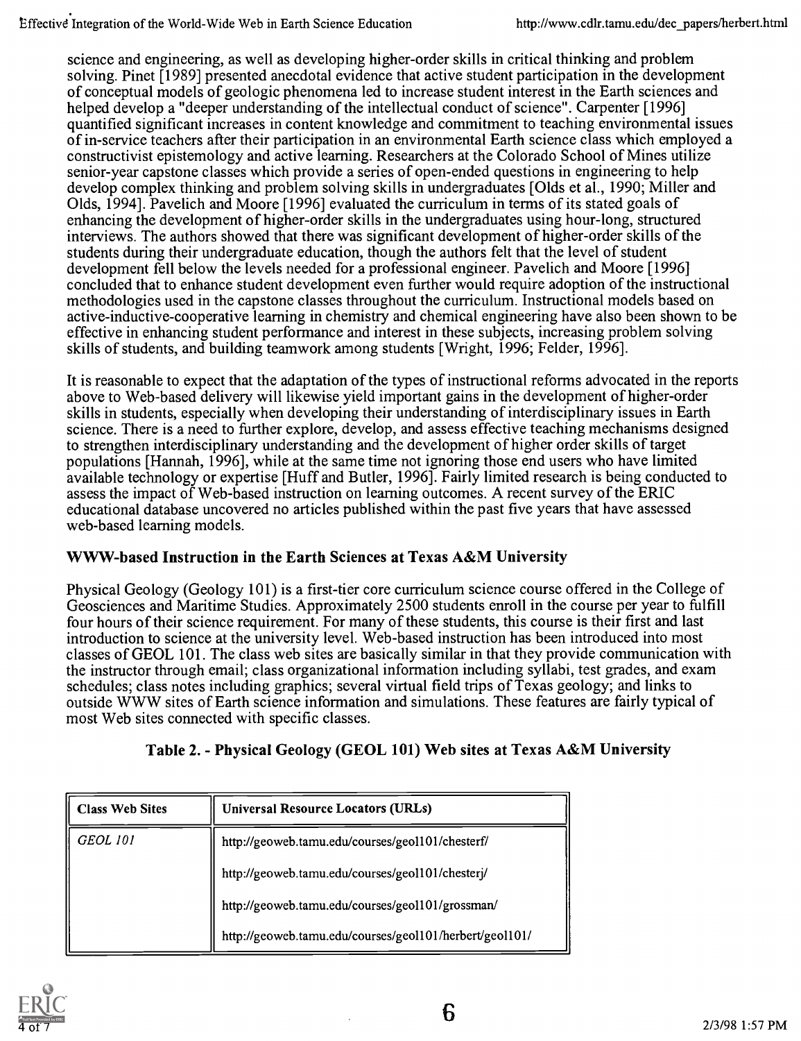science and engineering, as well as developing higher-order skills in critical thinking and problem solving. Pinet [1989] presented anecdotal evidence that active student participation in the development of conceptual models of geologic phenomena led to increase student interest in the Earth sciences and helped develop a "deeper understanding of the intellectual conduct of science". Carpenter [1996] quantified significant increases in content knowledge and commitment to teaching environmental issues of in-service teachers after their participation in an environmental Earth science class which employed a constructivist epistemology and active learning. Researchers at the Colorado School of Mines utilize senior-year capstone classes which provide a series of open-ended questions in engineering to help develop complex thinking and problem solving skills in undergraduates [Olds et al., 1990; Miller and Olds, 1994]. Pavelich and Moore [1996] evaluated the curriculum in terms of its stated goals of enhancing the development of higher-order skills in the undergraduates using hour-long, structured interviews. The authors showed that there was significant development of higher-order skills of the students during their undergraduate education, though the authors felt that the level of student development fell below the levels needed for a professional engineer. Pavelich and Moore [1996] concluded that to enhance student development even further would require adoption of the instructional methodologies used in the capstone classes throughout the curriculum. Instructional models based on active-inductive-cooperative learning in chemistry and chemical engineering have also been shown to be effective in enhancing student performance and interest in these subjects, increasing problem solving skills of students, and building teamwork among students [Wright, 1996; Felder, 1996].

It is reasonable to expect that the adaptation of the types of instructional reforms advocated in the reports above to Web-based delivery will likewise yield important gains in the development of higher-order skills in students, especially when developing their understanding of interdisciplinary issues in Earth science. There is a need to further explore, develop, and assess effective teaching mechanisms designed to strengthen interdisciplinary understanding and the development of higher order skills of target populations [Hannah, 1996], while at the same time not ignoring those end users who have limited available technology or expertise [Huff and Butler, 1996]. Fairly limited research is being conducted to assess the impact of Web-based instruction on learning outcomes. A recent survey of the ERIC educational database uncovered no articles published within the past five years that have assessed web-based learning models.

### WWW-based Instruction in the Earth Sciences at Texas A&M University

Physical Geology (Geology 101) is a first-tier core curriculum science course offered in the College of Geosciences and Maritime Studies. Approximately 2500 students enroll in the course per year to fulfill four hours of their science requirement. For many of these students, this course is their first and last introduction to science at the university level. Web-based instruction has been introduced into most classes of GEOL 101. The class web sites are basically similar in that they provide communication with the instructor through email; class organizational information including syllabi, test grades, and exam schedules; class notes including graphics; several virtual field trips of Texas geology; and links to outside WWW sites of Earth science information and simulations. These features are fairly typical of most Web sites connected with specific classes.

**Table 2. - Physical Geology (GEOL 101) Web sites at Texas A&M University**

| Class Web Sites | Universal Resource Locators (URLs) |
|---|---|
| *GEOL 101* | http://geoweb.tamu.edu/courses/geol101/chesterf/ |
| | http://geoweb.tamu.edu/courses/geol101/chesterj/ |
| | http://geoweb.tamu.edu/courses/geol101/grossman/ |
| | http://geoweb.tamu.edu/courses/geol101/herbert/geol101/ |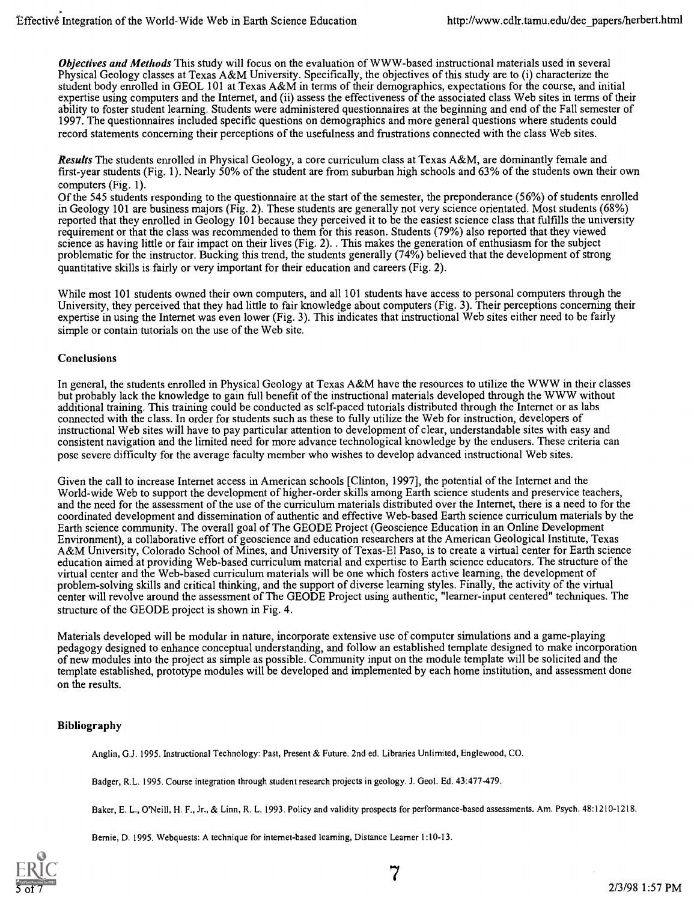***Objectives and Methods*** This study will focus on the evaluation of WWW-based instructional materials used in several Physical Geology classes at Texas A&M University. Specifically, the objectives of this study are to (i) characterize the student body enrolled in GEOL 101 at Texas A&M in terms of their demographics, expectations for the course, and initial expertise using computers and the Internet, and (ii) assess the effectiveness of the associated class Web sites in terms of their ability to foster student learning. Students were administered questionnaires at the beginning and end of the Fall semester of 1997. The questionnaires included specific questions on demographics and more general questions where students could record statements concerning their perceptions of the usefulness and frustrations connected with the class Web sites.

***Results*** The students enrolled in Physical Geology, a core curriculum class at Texas A&M, are dominantly female and first-year students (Fig. 1). Nearly 50% of the student are from suburban high schools and 63% of the students own their own computers (Fig. 1).

Of the 545 students responding to the questionnaire at the start of the semester, the preponderance (56%) of students enrolled in Geology 101 are business majors (Fig. 2). These students are generally not very science orientated. Most students (68%) reported that they enrolled in Geology 101 because they perceived it to be the easiest science class that fulfills the university requirement or that the class was recommended to them for this reason. Students (79%) also reported that they viewed science as having little or fair impact on their lives (Fig. 2). . This makes the generation of enthusiasm for the subject problematic for the instructor. Bucking this trend, the students generally (74%) believed that the development of strong quantitative skills is fairly or very important for their education and careers (Fig. 2).

While most 101 students owned their own computers, and all 101 students have access to personal computers through the University, they perceived that they had little to fair knowledge about computers (Fig. 3). Their perceptions concerning their expertise in using the Internet was even lower (Fig. 3). This indicates that instructional Web sites either need to be fairly simple or contain tutorials on the use of the Web site.

## Conclusions

In general, the students enrolled in Physical Geology at Texas A&M have the resources to utilize the WWW in their classes but probably lack the knowledge to gain full benefit of the instructional materials developed through the WWW without additional training. This training could be conducted as self-paced tutorials distributed through the Internet or as labs connected with the class. In order for students such as these to fully utilize the Web for instruction, developers of instructional Web sites will have to pay particular attention to development of clear, understandable sites with easy and consistent navigation and the limited need for more advance technological knowledge by the endusers. These criteria can pose severe difficulty for the average faculty member who wishes to develop advanced instructional Web sites.

Given the call to increase Internet access in American schools [Clinton, 1997], the potential of the Internet and the World-wide Web to support the development of higher-order skills among Earth science students and preservice teachers, and the need for the assessment of the use of the curriculum materials distributed over the Internet, there is a need to for the coordinated development and dissemination of authentic and effective Web-based Earth science curriculum materials by the Earth science community. The overall goal of The GEODE Project (Geoscience Education in an Online Development Environment), a collaborative effort of geoscience and education researchers at the American Geological Institute, Texas A&M University, Colorado School of Mines, and University of Texas-El Paso, is to create a virtual center for Earth science education aimed at providing Web-based curriculum material and expertise to Earth science educators. The structure of the virtual center and the Web-based curriculum materials will be one which fosters active learning, the development of problem-solving skills and critical thinking, and the support of diverse learning styles. Finally, the activity of the virtual center will revolve around the assessment of The GEODE Project using authentic, "learner-input centered" techniques. The structure of the GEODE project is shown in Fig. 4.

Materials developed will be modular in nature, incorporate extensive use of computer simulations and a game-playing pedagogy designed to enhance conceptual understanding, and follow an established template designed to make incorporation of new modules into the project as simple as possible. Community input on the module template will be solicited and the template established, prototype modules will be developed and implemented by each home institution, and assessment done on the results.

## Bibliography

Anglin, G.J. 1995. Instructional Technology: Past, Present & Future. 2nd ed. Libraries Unlimited, Englewood, CO.

Badger, R.L. 1995. Course integration through student research projects in geology. J. Geol. Ed. 43:477-479.

Baker, E. L., O'Neill, H. F., Jr., & Linn, R. L. 1993. Policy and validity prospects for performance-based assessments. Am. Psych. 48:1210-1218.

Bernie, D. 1995. Webquests: A technique for internet-based learning, Distance Learner 1:10-13.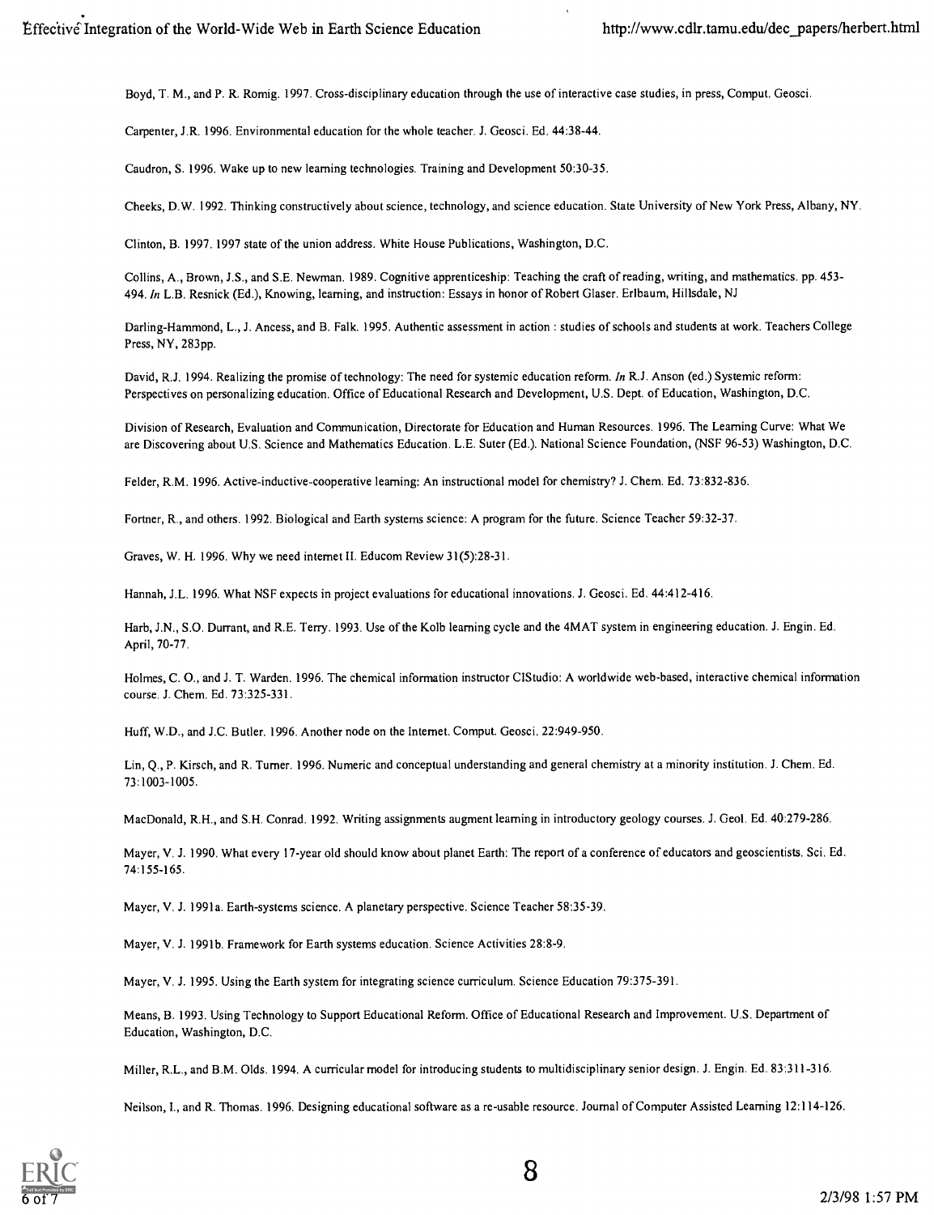Boyd, T. M., and P. R. Romig. 1997. Cross-disciplinary education through the use of interactive case studies, in press, Comput. Geosci.

Carpenter, J.R. 1996. Environmental education for the whole teacher. J. Geosci. Ed. 44:38-44.

Caudron, S. 1996. Wake up to new learning technologies. Training and Development 50:30-35.

Cheeks, D.W. 1992. Thinking constructively about science, technology, and science education. State University of New York Press, Albany, NY.

Clinton, B. 1997. 1997 state of the union address. White House Publications, Washington, D.C.

Collins, A., Brown, J.S., and S.E. Newman. 1989. Cognitive apprenticeship: Teaching the craft of reading, writing, and mathematics. pp. 453-494. *In* L.B. Resnick (Ed.), Knowing, learning, and instruction: Essays in honor of Robert Glaser. Erlbaum, Hillsdale, NJ

Darling-Hammond, L., J. Ancess, and B. Falk. 1995. Authentic assessment in action : studies of schools and students at work. Teachers College Press, NY, 283pp.

David, R.J. 1994. Realizing the promise of technology: The need for systemic education reform. *In* R.J. Anson (ed.) Systemic reform: Perspectives on personalizing education. Office of Educational Research and Development, U.S. Dept. of Education, Washington, D.C.

Division of Research, Evaluation and Communication, Directorate for Education and Human Resources. 1996. The Learning Curve: What We are Discovering about U.S. Science and Mathematics Education. L.E. Suter (Ed.). National Science Foundation, (NSF 96-53) Washington, D.C.

Felder, R.M. 1996. Active-inductive-cooperative learning: An instructional model for chemistry? J. Chem. Ed. 73:832-836.

Fortner, R., and others. 1992. Biological and Earth systems science: A program for the future. Science Teacher 59:32-37.

Graves, W. H. 1996. Why we need internet II. Educom Review 31(5):28-31.

Hannah, J.L. 1996. What NSF expects in project evaluations for educational innovations. J. Geosci. Ed. 44:412-416.

Harb, J.N., S.O. Durrant, and R.E. Terry. 1993. Use of the Kolb learning cycle and the 4MAT system in engineering education. J. Engin. Ed. April, 70-77.

Holmes, C. O., and J. T. Warden. 1996. The chemical information instructor CIStudio: A worldwide web-based, interactive chemical information course. J. Chem. Ed. 73:325-331.

Huff, W.D., and J.C. Butler. 1996. Another node on the Internet. Comput. Geosci. 22:949-950.

Lin, Q., P. Kirsch, and R. Turner. 1996. Numeric and conceptual understanding and general chemistry at a minority institution. J. Chem. Ed. 73:1003-1005.

MacDonald, R.H., and S.H. Conrad. 1992. Writing assignments augment learning in introductory geology courses. J. Geol. Ed. 40:279-286.

Mayer, V. J. 1990. What every 17-year old should know about planet Earth: The report of a conference of educators and geoscientists. Sci. Ed. 74:155-165.

Mayer, V. J. 1991a. Earth-systems science. A planetary perspective. Science Teacher 58:35-39.

Mayer, V. J. 1991b. Framework for Earth systems education. Science Activities 28:8-9.

Mayer, V. J. 1995. Using the Earth system for integrating science curriculum. Science Education 79:375-391.

Means, B. 1993. Using Technology to Support Educational Reform. Office of Educational Research and Improvement. U.S. Department of Education, Washington, D.C.

Miller, R.L., and B.M. Olds. 1994. A curricular model for introducing students to multidisciplinary senior design. J. Engin. Ed. 83:311-316.

Neilson, I., and R. Thomas. 1996. Designing educational software as a re-usable resource. Journal of Computer Assisted Learning 12:114-126.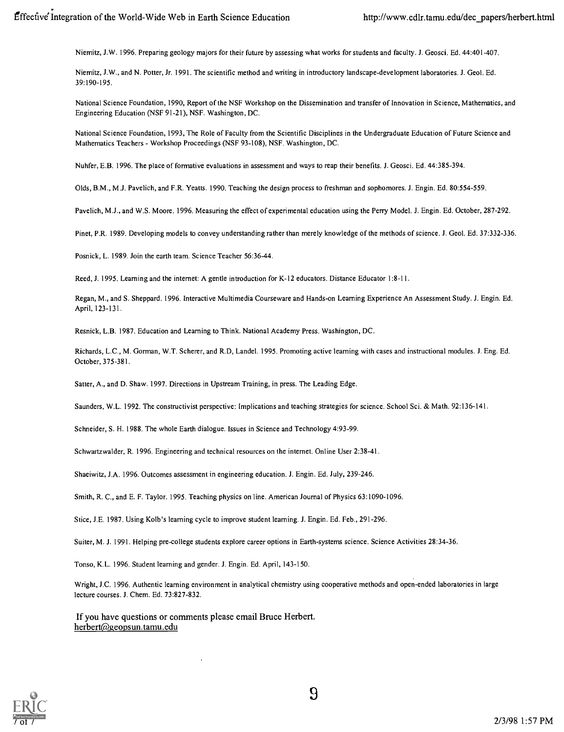Niemitz, J.W. 1996. Preparing geology majors for their future by assessing what works for students and faculty. J. Geosci. Ed. 44:401-407.

Niemitz, J.W., and N. Potter, Jr. 1991. The scientific method and writing in introductory landscape-development laboratories. J. Geol. Ed. 39:190-195.

National Science Foundation, 1990, Report of the NSF Workshop on the Dissemination and transfer of Innovation in Science, Mathematics, and Engineering Education (NSF 91-21), NSF. Washington, DC.

National Science Foundation, 1993, The Role of Faculty from the Scientific Disciplines in the Undergraduate Education of Future Science and Mathematics Teachers - Workshop Proceedings (NSF 93-108), NSF. Washington, DC.

Nuhfer, E.B. 1996. The place of formative evaluations in assessment and ways to reap their benefits. J. Geosci. Ed. 44:385-394.

Olds, B.M., M.J. Pavelich, and F.R. Yeatts. 1990. Teaching the design process to freshman and sophomores. J. Engin. Ed. 80:554-559.

Pavelich, M.J., and W.S. Moore. 1996. Measuring the effect of experimental education using the Perry Model. J. Engin. Ed. October, 287-292.

Pinet, P.R. 1989. Developing models to convey understanding rather than merely knowledge of the methods of science. J. Geol. Ed. 37:332-336.

Posnick, L. 1989. Join the earth team. Science Teacher 56:36-44.

Reed, J. 1995. Learning and the internet: A gentle introduction for K-12 educators. Distance Educator 1:8-11.

Regan, M., and S. Sheppard. 1996. Interactive Multimedia Courseware and Hands-on Learning Experience An Assessment Study. J. Engin. Ed. April, 123-131.

Resnick, L.B. 1987. Education and Learning to Think. National Academy Press. Washington, DC.

Richards, L.C., M. Gorman, W.T. Scherer, and R.D, Landel. 1995. Promoting active learning with cases and instructional modules. J. Eng. Ed. October, 375-381.

Satter, A., and D. Shaw. 1997. Directions in Upstream Training, in press. The Leading Edge.

Saunders, W.L. 1992. The constructivist perspective: Implications and teaching strategies for science. School Sci. & Math. 92:136-141.

Schneider, S. H. 1988. The whole Earth dialogue. Issues in Science and Technology 4:93-99.

Schwartzwalder, R. 1996. Engineering and technical resources on the internet. Online User 2:38-41.

Shaeiwitz, J.A. 1996. Outcomes assessment in engineering education. J. Engin. Ed. July, 239-246.

Smith, R. C., and E. F. Taylor. 1995. Teaching physics on line. American Journal of Physics 63:1090-1096.

Stice, J.E. 1987. Using Kolb's learning cycle to improve student learning. J. Engin. Ed. Feb., 291-296.

Suiter, M. J. 1991. Helping pre-college students explore career options in Earth-systems science. Science Activities 28:34-36.

Tonso, K.L. 1996. Student learning and gender. J. Engin. Ed. April, 143-150.

Wright, J.C. 1996. Authentic learning environment in analytical chemistry using cooperative methods and open-ended laboratories in large lecture courses. J. Chem. Ed. 73:827-832.

If you have questions or comments please email Bruce Herbert.
herbert@geopsun.tamu.edu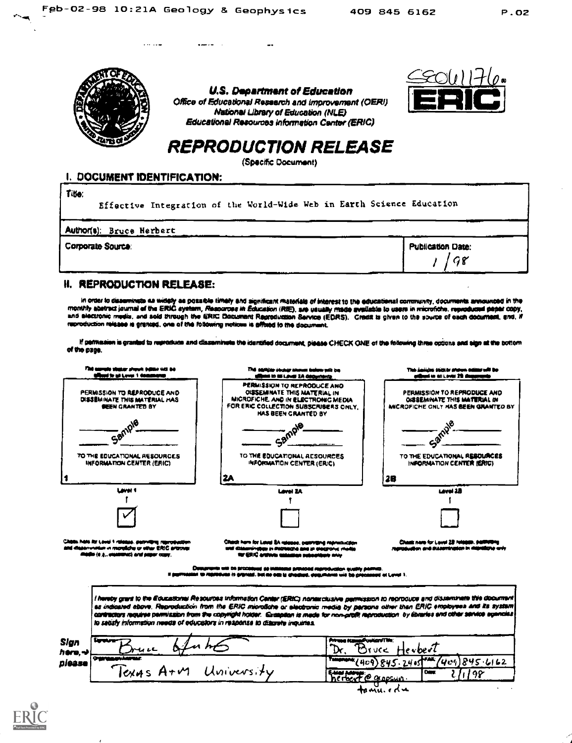U.S. Department of Education
Office of Educational Research and Improvement (OERI)
National Library of Education (NLE)
Educational Resources Information Center (ERIC)

SE061176

ERIC

# REPRODUCTION RELEASE

(Specific Document)

## I. DOCUMENT IDENTIFICATION:

Title: Effective Integration of the World-Wide Web in Earth Science Education

Author(s): Bruce Herbert

Corporate Source:

Publication Date: 1/98

## II. REPRODUCTION RELEASE:

In order to disseminate as widely as possible timely and significant materials of interest to the educational community, documents announced in the monthly abstract journal of the ERIC system, *Resources in Education* (RIE), are usually made available to users in microfiche, reproduced paper copy, and electronic media, and sold through the ERIC Document Reproduction Service (EDRS). Credit is given to the source of each document, and, if reproduction release is granted, one of the following notices is affixed to the document.

If permission is granted to reproduce and disseminate the identified document, please CHECK ONE of the following three options and sign at the bottom of the page.

| The sample sticker shown below will be affixed to all Level 1 documents | The sample sticker shown below will be affixed to all Level 2A documents | The sample sticker shown below will be affixed to all Level 2B documents |
| --- | --- | --- |
| PERMISSION TO REPRODUCE AND DISSEMINATE THIS MATERIAL HAS BEEN GRANTED BY<br>Sample<br>TO THE EDUCATIONAL RESOURCES INFORMATION CENTER (ERIC) | PERMISSION TO REPRODUCE AND DISSEMINATE THIS MATERIAL IN MICROFICHE, AND IN ELECTRONIC MEDIA FOR ERIC COLLECTION SUBSCRIBERS ONLY, HAS BEEN GRANTED BY<br>Sample<br>TO THE EDUCATIONAL RESOURCES INFORMATION CENTER (ERIC) | PERMISSION TO REPRODUCE AND DISSEMINATE THIS MATERIAL IN MICROFICHE ONLY HAS BEEN GRANTED BY<br>Sample<br>TO THE EDUCATIONAL RESOURCES INFORMATION CENTER (ERIC) |
| 1 | 2A | 2B |
| Level 1 | Level 2A | Level 2B |
| [✓] | [ ] | [ ] |
| Check here for Level 1 release, permitting reproduction and dissemination in microfiche or other ERIC archival media (e.g., electronic) and paper copy. | Check here for Level 2A release, permitting reproduction and dissemination in microfiche and in electronic media for ERIC archival collection subscribers only | Check here for Level 2B release, permitting reproduction and dissemination in microfiche only |

Documents will be processed as indicated provided reproduction quality permits.
If permission to reproduce is granted, but no box is checked, documents will be processed at Level 1.

*I hereby grant to the Educational Resources Information Center (ERIC) nonexclusive permission to reproduce and disseminate this document as indicated above. Reproduction from the ERIC microfiche or electronic media by persons other than ERIC employees and its system contractors requires permission from the copyright holder. Exception is made for non-profit reproduction by libraries and other service agencies to satisfy information needs of educators in response to discrete inquiries.*

Sign here, please

| | |
| --- | --- |
| Signature: Bruce Herbert | Printed Name/Position/Title: Dr. Bruce Herbert |
| Organization/Address: Texas A+M University | Telephone: (409) 845-2405 FAX: (409) 845-6162 |
| | E-Mail Address: herbert@geopsun.tamu.edu Date: 2/1/98 |